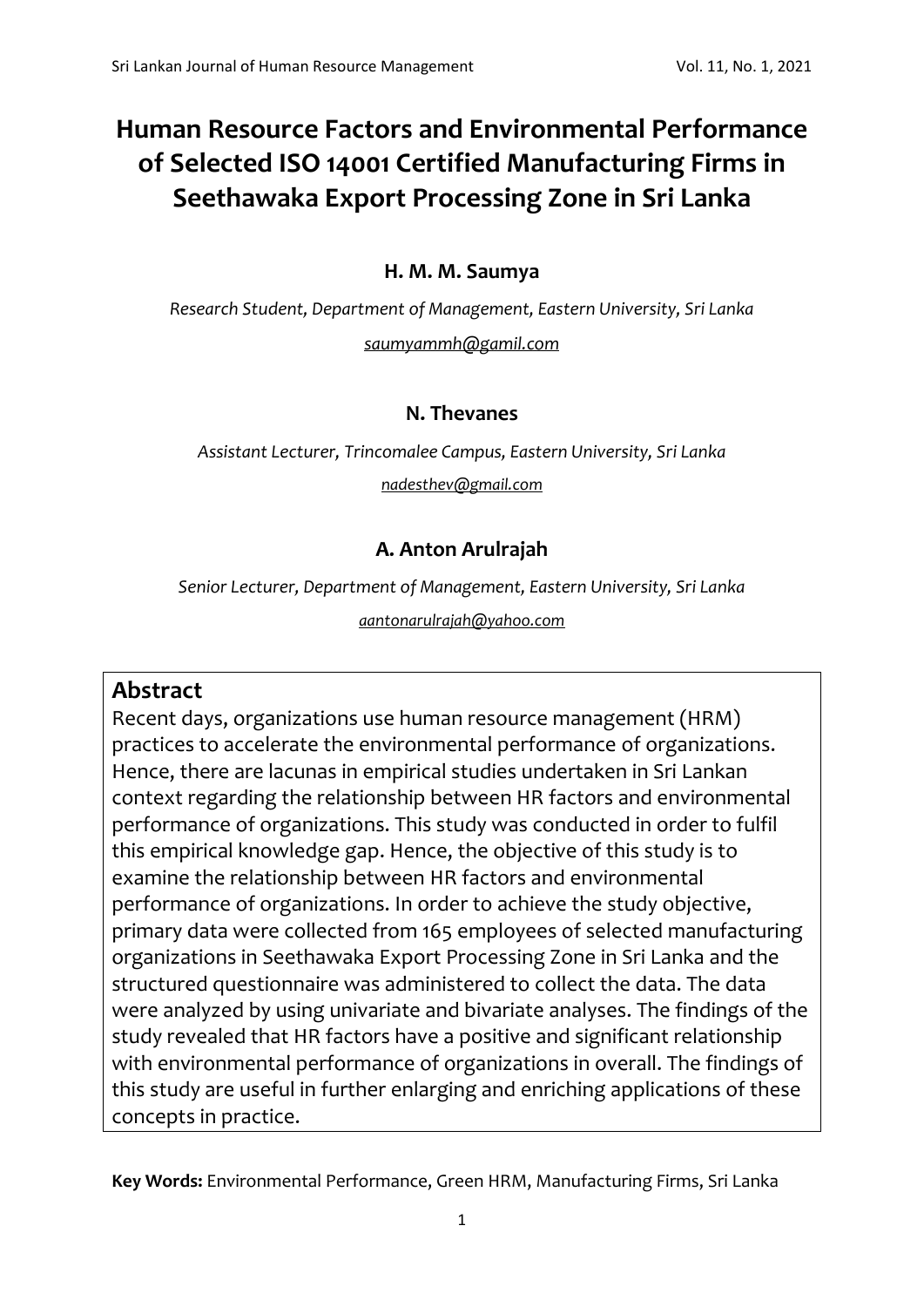# Human Resource Factors and Environmental Performance of Selected ISO 14001 Certified Manufacturing Firms in Seethawaka Export Processing Zone in Sri Lanka

**H. M. M. Saumya**

*Research Student, Department of Management, Eastern University, Sri Lanka*

saumyammh@gamil.com

**N. Thevanes**

*Assistant Lecturer, Trincomalee Campus, Eastern University, Sri Lanka*

nadesthev@gmail.com

**A. Anton Arulrajah**

*Senior Lecturer, Department of Management, Eastern University, Sri Lanka*

aantonarulrajah@yahoo.com

## Abstract

Recent days, organizations use human resource management (HRM) practices to accelerate the environmental performance of organizations. Hence, there are lacunas in empirical studies undertaken in Sri Lankan context regarding the relationship between HR factors and environmental performance of organizations. This study was conducted in order to fulfil this empirical knowledge gap. Hence, the objective of this study is to examine the relationship between HR factors and environmental performance of organizations. In order to achieve the study objective, primary data were collected from 165 employees of selected manufacturing organizations in Seethawaka Export Processing Zone in Sri Lanka and the structured questionnaire was administered to collect the data. The data were analyzed by using univariate and bivariate analyses. The findings of the study revealed that HR factors have a positive and significant relationship with environmental performance of organizations in overall. The findings of this study are useful in further enlarging and enriching applications of these concepts in practice.

**Key Words:** Environmental Performance, Green HRM, Manufacturing Firms, Sri Lanka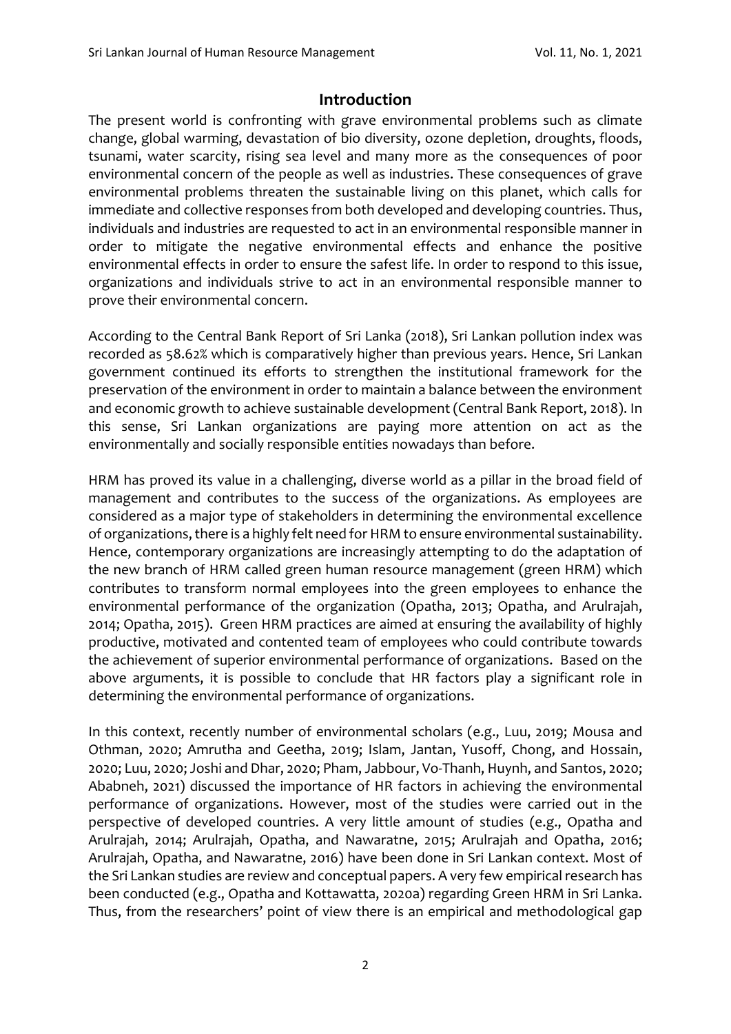## Introduction

The present world is confronting with grave environmental problems such as climate change, global warming, devastation of bio diversity, ozone depletion, droughts, floods, tsunami, water scarcity, rising sea level and many more as the consequences of poor environmental concern of the people as well as industries. These consequences of grave environmental problems threaten the sustainable living on this planet, which calls for immediate and collective responses from both developed and developing countries. Thus, individuals and industries are requested to act in an environmental responsible manner in order to mitigate the negative environmental effects and enhance the positive environmental effects in order to ensure the safest life. In order to respond to this issue, organizations and individuals strive to act in an environmental responsible manner to prove their environmental concern.

According to the Central Bank Report of Sri Lanka (2018), Sri Lankan pollution index was recorded as 58.62% which is comparatively higher than previous years. Hence, Sri Lankan government continued its efforts to strengthen the institutional framework for the preservation of the environment in order to maintain a balance between the environment and economic growth to achieve sustainable development (Central Bank Report, 2018). In this sense, Sri Lankan organizations are paying more attention on act as the environmentally and socially responsible entities nowadays than before.

HRM has proved its value in a challenging, diverse world as a pillar in the broad field of management and contributes to the success of the organizations. As employees are considered as a major type of stakeholders in determining the environmental excellence of organizations, there is a highly felt need for HRM to ensure environmental sustainability. Hence, contemporary organizations are increasingly attempting to do the adaptation of the new branch of HRM called green human resource management (green HRM) which contributes to transform normal employees into the green employees to enhance the environmental performance of the organization (Opatha, 2013; Opatha, and Arulrajah, 2014; Opatha, 2015). Green HRM practices are aimed at ensuring the availability of highly productive, motivated and contented team of employees who could contribute towards the achievement of superior environmental performance of organizations. Based on the above arguments, it is possible to conclude that HR factors play a significant role in determining the environmental performance of organizations.

In this context, recently number of environmental scholars (e.g., Luu, 2019; Mousa and Othman, 2020; Amrutha and Geetha, 2019; Islam, Jantan, Yusoff, Chong, and Hossain, 2020; Luu, 2020; Joshi and Dhar, 2020; Pham, Jabbour, Vo-Thanh, Huynh, and Santos, 2020; Ababneh, 2021) discussed the importance of HR factors in achieving the environmental performance of organizations. However, most of the studies were carried out in the perspective of developed countries. A very little amount of studies (e.g., Opatha and Arulrajah, 2014; Arulrajah, Opatha, and Nawaratne, 2015; Arulrajah and Opatha, 2016; Arulrajah, Opatha, and Nawaratne, 2016) have been done in Sri Lankan context. Most of the Sri Lankan studies are review and conceptual papers. A very few empirical research has been conducted (e.g., Opatha and Kottawatta, 2020a) regarding Green HRM in Sri Lanka. Thus, from the researchers' point of view there is an empirical and methodological gap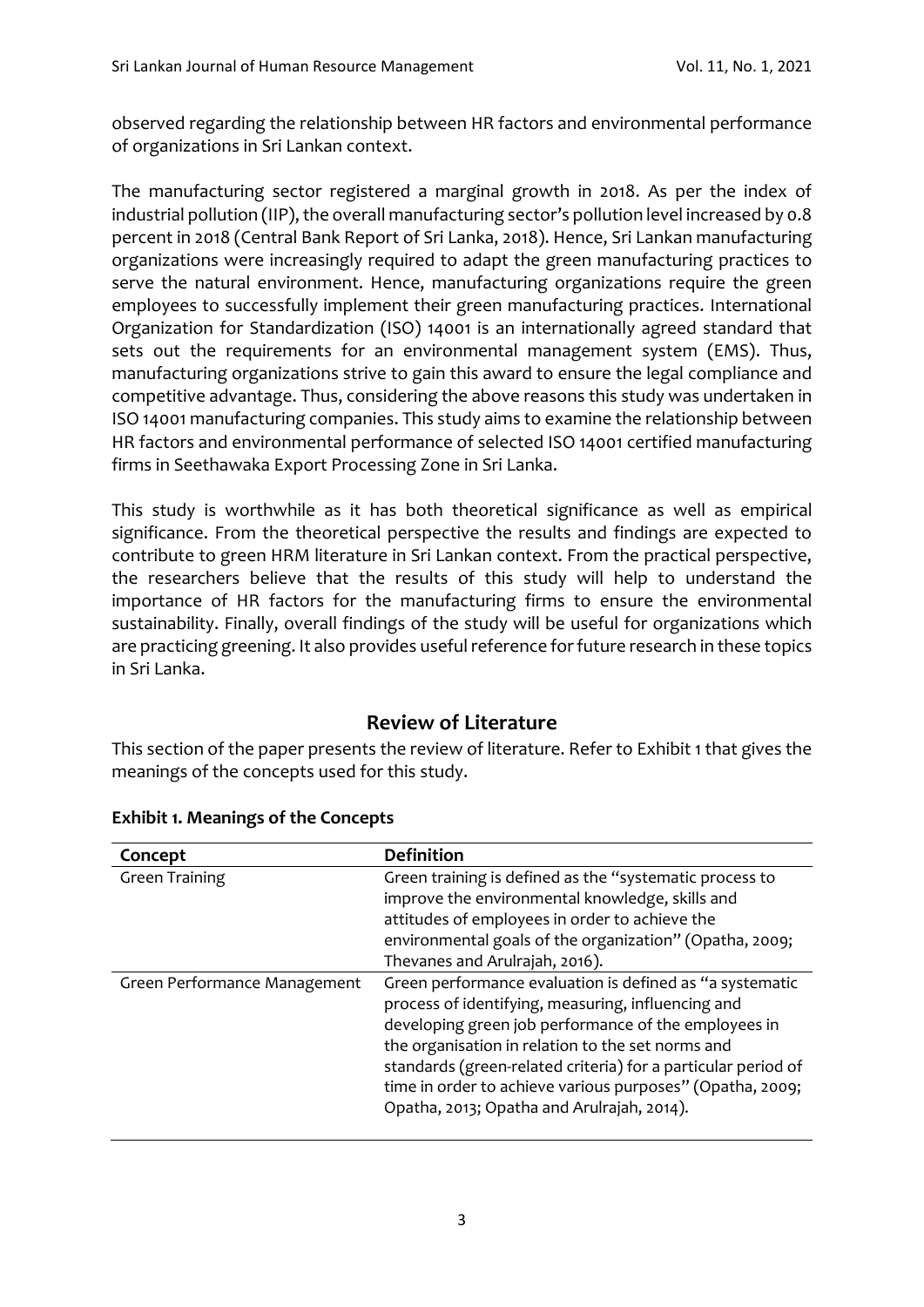observed regarding the relationship between HR factors and environmental performance of organizations in Sri Lankan context.

The manufacturing sector registered a marginal growth in 2018. As per the index of industrial pollution (IIP), the overall manufacturing sector's pollution level increased by 0.8 percent in 2018 (Central Bank Report of Sri Lanka, 2018). Hence, Sri Lankan manufacturing organizations were increasingly required to adapt the green manufacturing practices to serve the natural environment. Hence, manufacturing organizations require the green employees to successfully implement their green manufacturing practices. International Organization for Standardization (ISO) 14001 is an internationally agreed standard that sets out the requirements for an environmental management system (EMS). Thus, manufacturing organizations strive to gain this award to ensure the legal compliance and competitive advantage. Thus, considering the above reasons this study was undertaken in ISO 14001 manufacturing companies. This study aims to examine the relationship between HR factors and environmental performance of selected ISO 14001 certified manufacturing firms in Seethawaka Export Processing Zone in Sri Lanka.

This study is worthwhile as it has both theoretical significance as well as empirical significance. From the theoretical perspective the results and findings are expected to contribute to green HRM literature in Sri Lankan context. From the practical perspective, the researchers believe that the results of this study will help to understand the importance of HR factors for the manufacturing firms to ensure the environmental sustainability. Finally, overall findings of the study will be useful for organizations which are practicing greening. It also provides useful reference for future research in these topics in Sri Lanka.

## Review of Literature

This section of the paper presents the review of literature. Refer to Exhibit 1 that gives the meanings of the concepts used for this study.

**Exhibit 1. Meanings of the Concepts**

| Concept | Definition |
|---|---|
| Green Training | Green training is defined as the "systematic process to improve the environmental knowledge, skills and attitudes of employees in order to achieve the environmental goals of the organization" (Opatha, 2009; Thevanes and Arulrajah, 2016). |
| Green Performance Management | Green performance evaluation is defined as "a systematic process of identifying, measuring, influencing and developing green job performance of the employees in the organisation in relation to the set norms and standards (green-related criteria) for a particular period of time in order to achieve various purposes" (Opatha, 2009; Opatha, 2013; Opatha and Arulrajah, 2014). |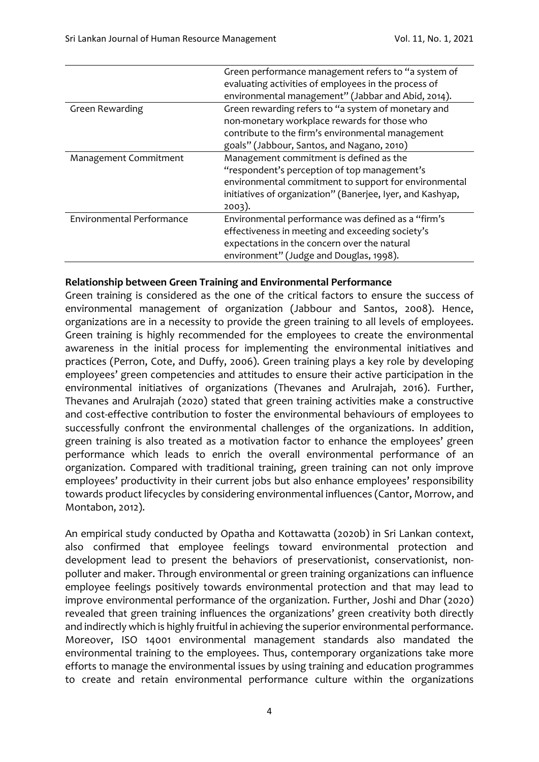| | |
|---|---|
| | Green performance management refers to "a system of evaluating activities of employees in the process of environmental management" (Jabbar and Abid, 2014). |
| Green Rewarding | Green rewarding refers to "a system of monetary and non-monetary workplace rewards for those who contribute to the firm's environmental management goals" (Jabbour, Santos, and Nagano, 2010) |
| Management Commitment | Management commitment is defined as the "respondent's perception of top management's environmental commitment to support for environmental initiatives of organization" (Banerjee, Iyer, and Kashyap, 2003). |
| Environmental Performance | Environmental performance was defined as a "firm's effectiveness in meeting and exceeding society's expectations in the concern over the natural environment" (Judge and Douglas, 1998). |

**Relationship between Green Training and Environmental Performance**

Green training is considered as the one of the critical factors to ensure the success of environmental management of organization (Jabbour and Santos, 2008). Hence, organizations are in a necessity to provide the green training to all levels of employees. Green training is highly recommended for the employees to create the environmental awareness in the initial process for implementing the environmental initiatives and practices (Perron, Cote, and Duffy, 2006). Green training plays a key role by developing employees' green competencies and attitudes to ensure their active participation in the environmental initiatives of organizations (Thevanes and Arulrajah, 2016). Further, Thevanes and Arulrajah (2020) stated that green training activities make a constructive and cost-effective contribution to foster the environmental behaviours of employees to successfully confront the environmental challenges of the organizations. In addition, green training is also treated as a motivation factor to enhance the employees' green performance which leads to enrich the overall environmental performance of an organization. Compared with traditional training, green training can not only improve employees' productivity in their current jobs but also enhance employees' responsibility towards product lifecycles by considering environmental influences (Cantor, Morrow, and Montabon, 2012).

An empirical study conducted by Opatha and Kottawatta (2020b) in Sri Lankan context, also confirmed that employee feelings toward environmental protection and development lead to present the behaviors of preservationist, conservationist, non-polluter and maker. Through environmental or green training organizations can influence employee feelings positively towards environmental protection and that may lead to improve environmental performance of the organization. Further, Joshi and Dhar (2020) revealed that green training influences the organizations' green creativity both directly and indirectly which is highly fruitful in achieving the superior environmental performance. Moreover, ISO 14001 environmental management standards also mandated the environmental training to the employees. Thus, contemporary organizations take more efforts to manage the environmental issues by using training and education programmes to create and retain environmental performance culture within the organizations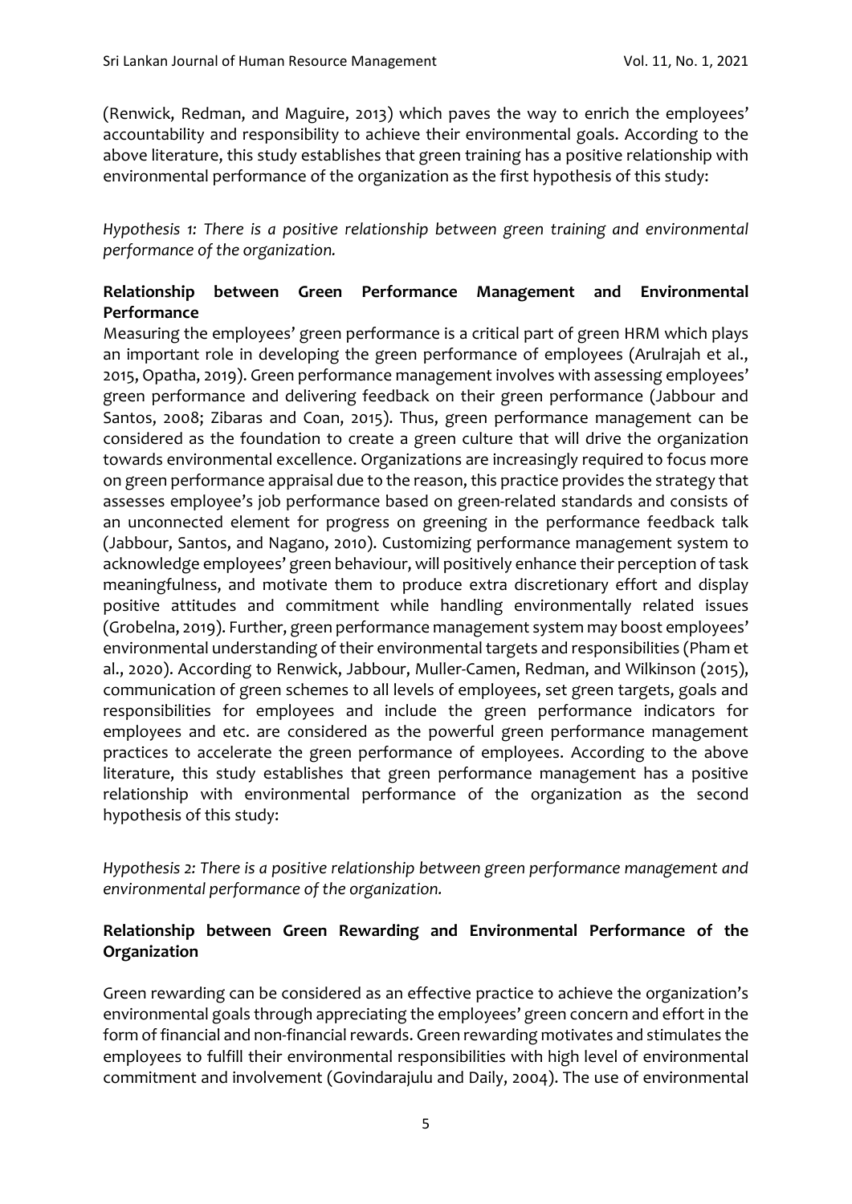(Renwick, Redman, and Maguire, 2013) which paves the way to enrich the employees' accountability and responsibility to achieve their environmental goals. According to the above literature, this study establishes that green training has a positive relationship with environmental performance of the organization as the first hypothesis of this study:

*Hypothesis 1: There is a positive relationship between green training and environmental performance of the organization.*

**Relationship between Green Performance Management and Environmental Performance**

Measuring the employees' green performance is a critical part of green HRM which plays an important role in developing the green performance of employees (Arulrajah et al., 2015, Opatha, 2019). Green performance management involves with assessing employees' green performance and delivering feedback on their green performance (Jabbour and Santos, 2008; Zibaras and Coan, 2015). Thus, green performance management can be considered as the foundation to create a green culture that will drive the organization towards environmental excellence. Organizations are increasingly required to focus more on green performance appraisal due to the reason, this practice provides the strategy that assesses employee's job performance based on green-related standards and consists of an unconnected element for progress on greening in the performance feedback talk (Jabbour, Santos, and Nagano, 2010). Customizing performance management system to acknowledge employees' green behaviour, will positively enhance their perception of task meaningfulness, and motivate them to produce extra discretionary effort and display positive attitudes and commitment while handling environmentally related issues (Grobelna, 2019). Further, green performance management system may boost employees' environmental understanding of their environmental targets and responsibilities (Pham et al., 2020). According to Renwick, Jabbour, Muller-Camen, Redman, and Wilkinson (2015), communication of green schemes to all levels of employees, set green targets, goals and responsibilities for employees and include the green performance indicators for employees and etc. are considered as the powerful green performance management practices to accelerate the green performance of employees. According to the above literature, this study establishes that green performance management has a positive relationship with environmental performance of the organization as the second hypothesis of this study:

*Hypothesis 2: There is a positive relationship between green performance management and environmental performance of the organization.*

**Relationship between Green Rewarding and Environmental Performance of the Organization**

Green rewarding can be considered as an effective practice to achieve the organization's environmental goals through appreciating the employees' green concern and effort in the form of financial and non-financial rewards. Green rewarding motivates and stimulates the employees to fulfill their environmental responsibilities with high level of environmental commitment and involvement (Govindarajulu and Daily, 2004). The use of environmental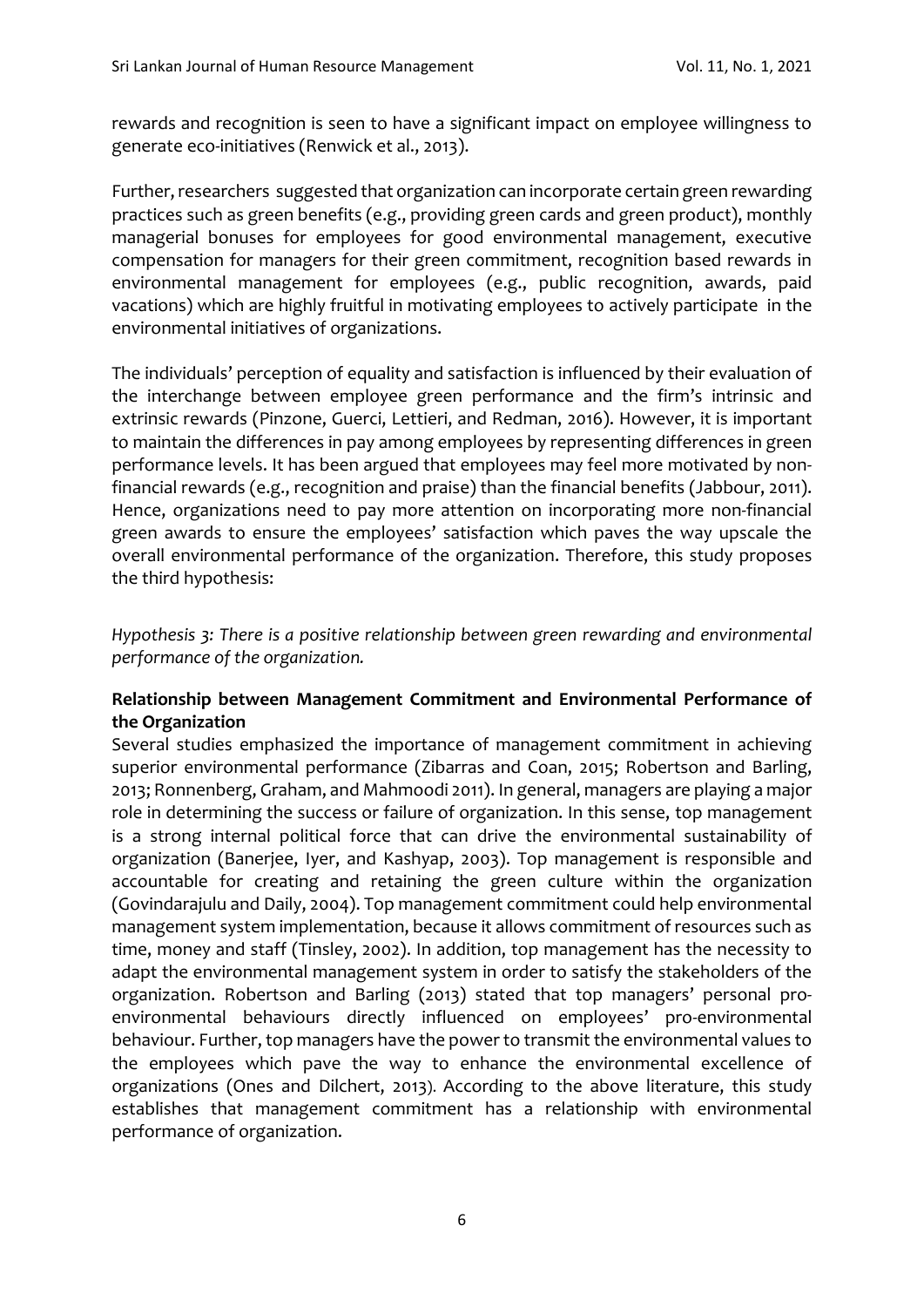rewards and recognition is seen to have a significant impact on employee willingness to generate eco-initiatives (Renwick et al., 2013).

Further, researchers suggested that organization can incorporate certain green rewarding practices such as green benefits (e.g., providing green cards and green product), monthly managerial bonuses for employees for good environmental management, executive compensation for managers for their green commitment, recognition based rewards in environmental management for employees (e.g., public recognition, awards, paid vacations) which are highly fruitful in motivating employees to actively participate in the environmental initiatives of organizations.

The individuals' perception of equality and satisfaction is influenced by their evaluation of the interchange between employee green performance and the firm's intrinsic and extrinsic rewards (Pinzone, Guerci, Lettieri, and Redman, 2016). However, it is important to maintain the differences in pay among employees by representing differences in green performance levels. It has been argued that employees may feel more motivated by non-financial rewards (e.g., recognition and praise) than the financial benefits (Jabbour, 2011). Hence, organizations need to pay more attention on incorporating more non-financial green awards to ensure the employees' satisfaction which paves the way upscale the overall environmental performance of the organization. Therefore, this study proposes the third hypothesis:

*Hypothesis 3: There is a positive relationship between green rewarding and environmental performance of the organization.*

**Relationship between Management Commitment and Environmental Performance of the Organization**

Several studies emphasized the importance of management commitment in achieving superior environmental performance (Zibarras and Coan, 2015; Robertson and Barling, 2013; Ronnenberg, Graham, and Mahmoodi 2011). In general, managers are playing a major role in determining the success or failure of organization. In this sense, top management is a strong internal political force that can drive the environmental sustainability of organization (Banerjee, Iyer, and Kashyap, 2003). Top management is responsible and accountable for creating and retaining the green culture within the organization (Govindarajulu and Daily, 2004). Top management commitment could help environmental management system implementation, because it allows commitment of resources such as time, money and staff (Tinsley, 2002). In addition, top management has the necessity to adapt the environmental management system in order to satisfy the stakeholders of the organization. Robertson and Barling (2013) stated that top managers' personal pro-environmental behaviours directly influenced on employees' pro-environmental behaviour. Further, top managers have the power to transmit the environmental values to the employees which pave the way to enhance the environmental excellence of organizations (Ones and Dilchert, 2013). According to the above literature, this study establishes that management commitment has a relationship with environmental performance of organization.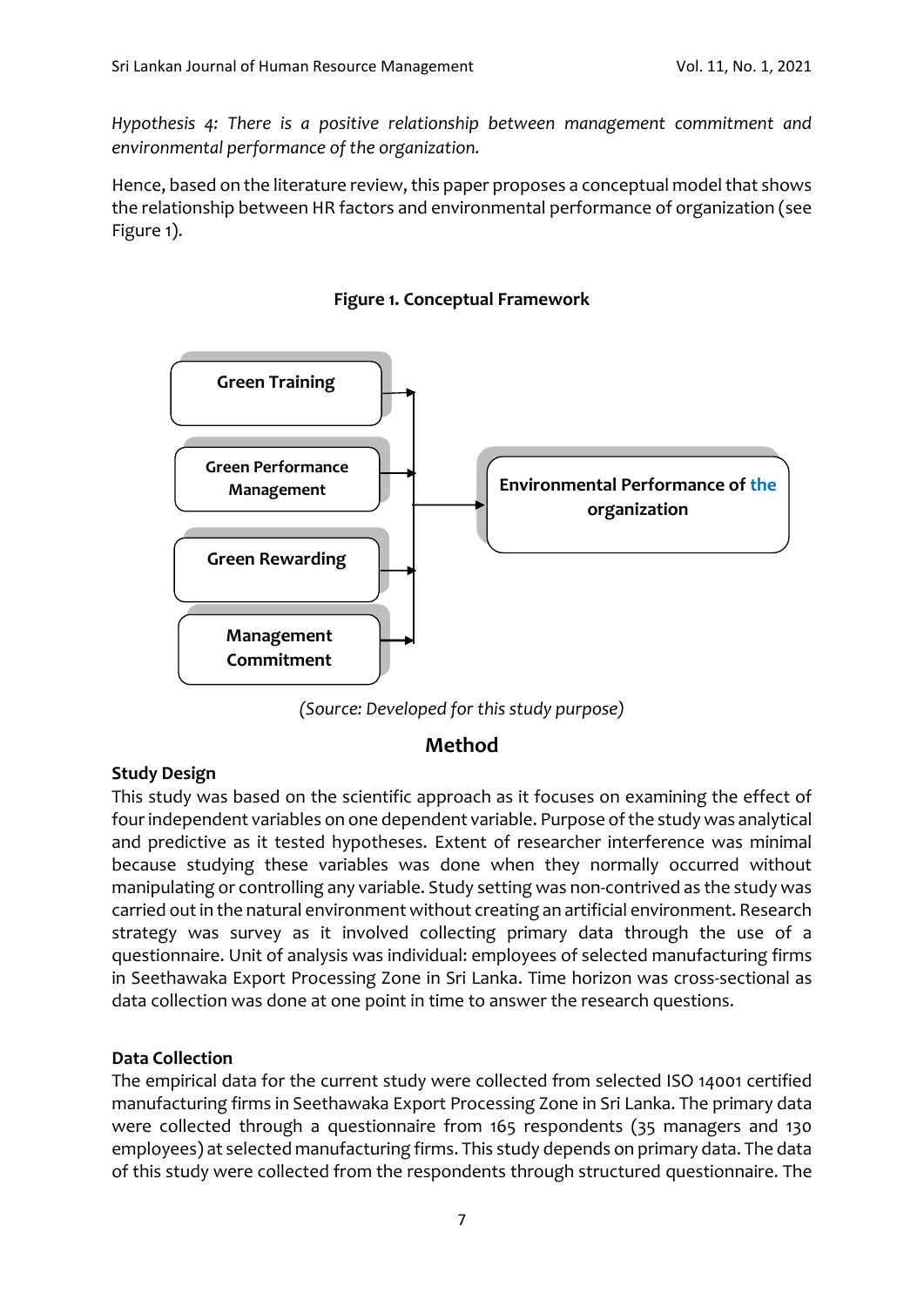*Hypothesis 4: There is a positive relationship between management commitment and environmental performance of the organization.*

Hence, based on the literature review, this paper proposes a conceptual model that shows the relationship between HR factors and environmental performance of organization (see Figure 1).

**Figure 1. Conceptual Framework**

Green Training

Green Performance Management

Green Rewarding

Management Commitment

Environmental Performance of the organization

*(Source: Developed for this study purpose)*

## Method

### Study Design

This study was based on the scientific approach as it focuses on examining the effect of four independent variables on one dependent variable. Purpose of the study was analytical and predictive as it tested hypotheses. Extent of researcher interference was minimal because studying these variables was done when they normally occurred without manipulating or controlling any variable. Study setting was non-contrived as the study was carried out in the natural environment without creating an artificial environment. Research strategy was survey as it involved collecting primary data through the use of a questionnaire. Unit of analysis was individual: employees of selected manufacturing firms in Seethawaka Export Processing Zone in Sri Lanka. Time horizon was cross-sectional as data collection was done at one point in time to answer the research questions.

### Data Collection

The empirical data for the current study were collected from selected ISO 14001 certified manufacturing firms in Seethawaka Export Processing Zone in Sri Lanka. The primary data were collected through a questionnaire from 165 respondents (35 managers and 130 employees) at selected manufacturing firms. This study depends on primary data. The data of this study were collected from the respondents through structured questionnaire. The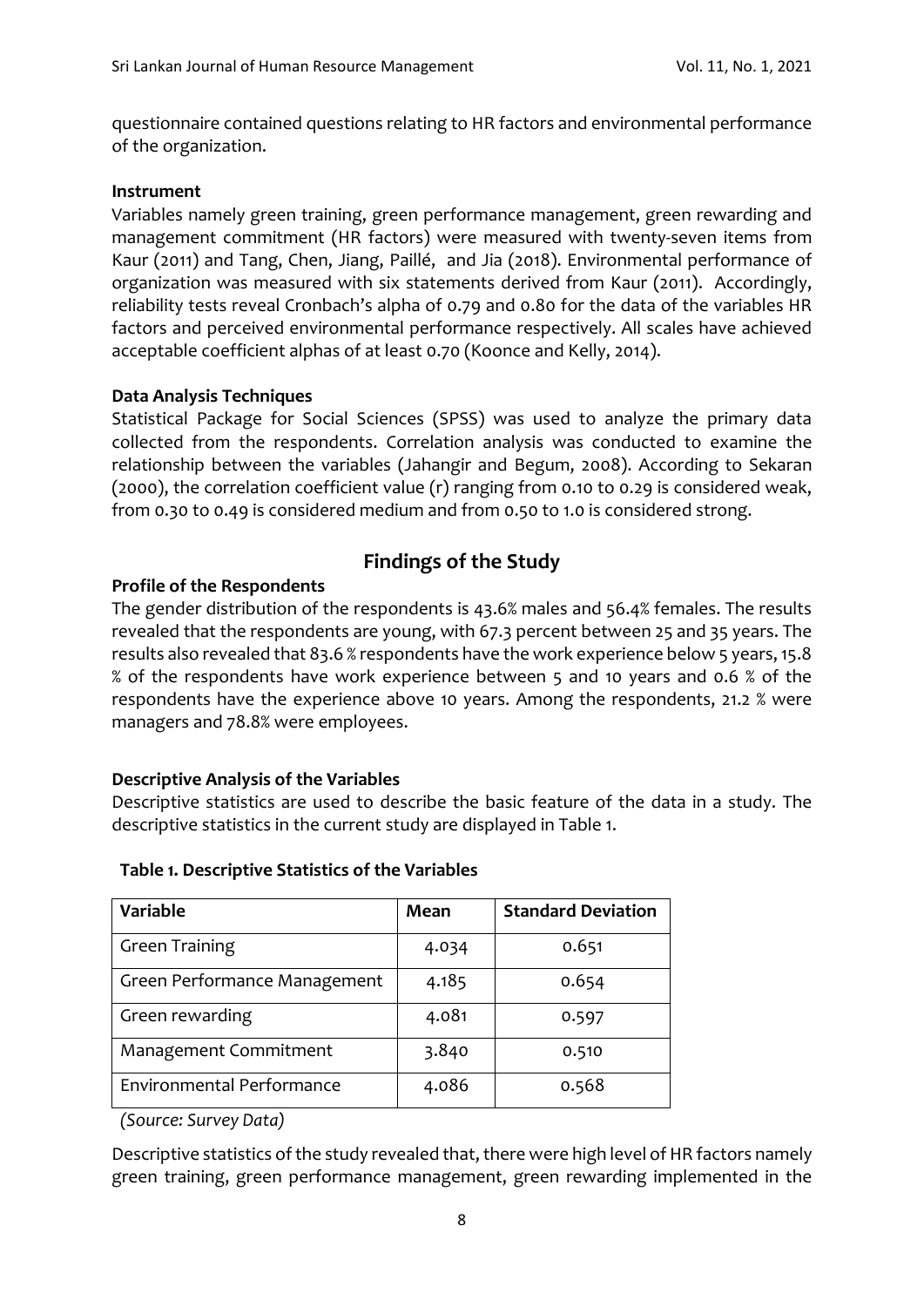questionnaire contained questions relating to HR factors and environmental performance of the organization.

### Instrument

Variables namely green training, green performance management, green rewarding and management commitment (HR factors) were measured with twenty-seven items from Kaur (2011) and Tang, Chen, Jiang, Paillé, and Jia (2018). Environmental performance of organization was measured with six statements derived from Kaur (2011). Accordingly, reliability tests reveal Cronbach's alpha of 0.79 and 0.80 for the data of the variables HR factors and perceived environmental performance respectively. All scales have achieved acceptable coefficient alphas of at least 0.70 (Koonce and Kelly, 2014).

### Data Analysis Techniques

Statistical Package for Social Sciences (SPSS) was used to analyze the primary data collected from the respondents. Correlation analysis was conducted to examine the relationship between the variables (Jahangir and Begum, 2008). According to Sekaran (2000), the correlation coefficient value (r) ranging from 0.10 to 0.29 is considered weak, from 0.30 to 0.49 is considered medium and from 0.50 to 1.0 is considered strong.

## Findings of the Study

### Profile of the Respondents

The gender distribution of the respondents is 43.6% males and 56.4% females. The results revealed that the respondents are young, with 67.3 percent between 25 and 35 years. The results also revealed that 83.6 % respondents have the work experience below 5 years, 15.8 % of the respondents have work experience between 5 and 10 years and 0.6 % of the respondents have the experience above 10 years. Among the respondents, 21.2 % were managers and 78.8% were employees.

### Descriptive Analysis of the Variables

Descriptive statistics are used to describe the basic feature of the data in a study. The descriptive statistics in the current study are displayed in Table 1.

**Table 1. Descriptive Statistics of the Variables**

| Variable | Mean | Standard Deviation |
|---|---|---|
| Green Training | 4.034 | 0.651 |
| Green Performance Management | 4.185 | 0.654 |
| Green rewarding | 4.081 | 0.597 |
| Management Commitment | 3.840 | 0.510 |
| Environmental Performance | 4.086 | 0.568 |

*(Source: Survey Data)*

Descriptive statistics of the study revealed that, there were high level of HR factors namely green training, green performance management, green rewarding implemented in the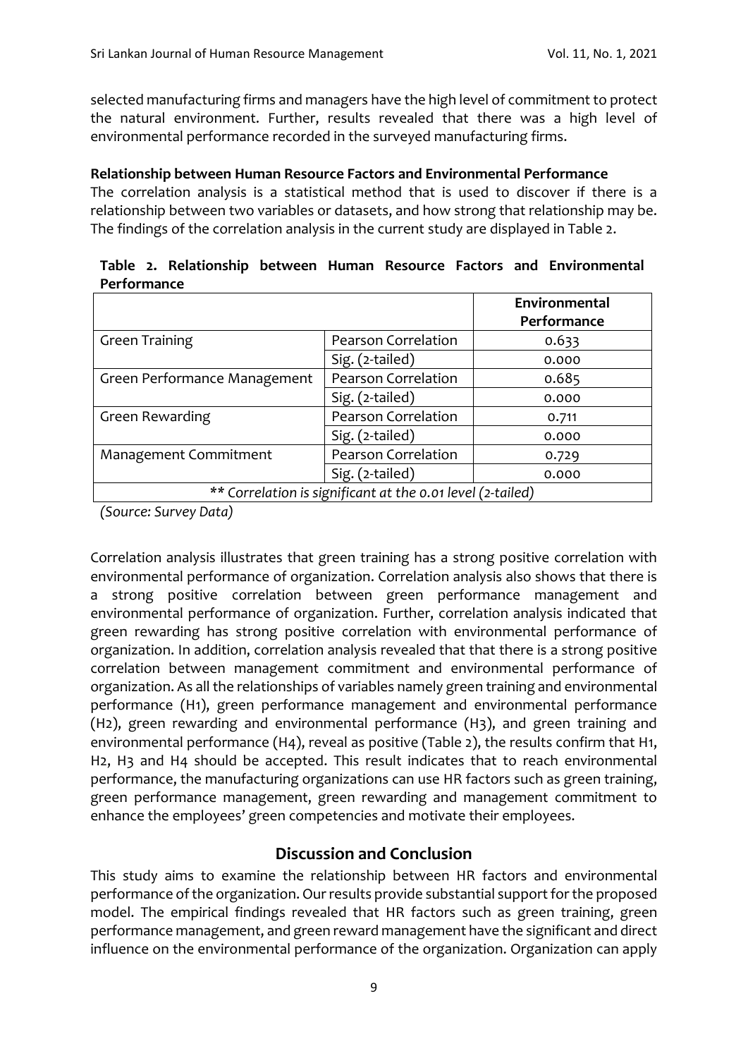selected manufacturing firms and managers have the high level of commitment to protect the natural environment. Further, results revealed that there was a high level of environmental performance recorded in the surveyed manufacturing firms.

**Relationship between Human Resource Factors and Environmental Performance**

The correlation analysis is a statistical method that is used to discover if there is a relationship between two variables or datasets, and how strong that relationship may be. The findings of the correlation analysis in the current study are displayed in Table 2.

**Table 2. Relationship between Human Resource Factors and Environmental Performance**

| | | Environmental Performance |
|---|---|---|
| Green Training | Pearson Correlation | 0.633 |
| | Sig. (2-tailed) | 0.000 |
| Green Performance Management | Pearson Correlation | 0.685 |
| | Sig. (2-tailed) | 0.000 |
| Green Rewarding | Pearson Correlation | 0.711 |
| | Sig. (2-tailed) | 0.000 |
| Management Commitment | Pearson Correlation | 0.729 |
| | Sig. (2-tailed) | 0.000 |
| ** Correlation is significant at the 0.01 level (2-tailed) | | |

*(Source: Survey Data)*

Correlation analysis illustrates that green training has a strong positive correlation with environmental performance of organization. Correlation analysis also shows that there is a strong positive correlation between green performance management and environmental performance of organization. Further, correlation analysis indicated that green rewarding has strong positive correlation with environmental performance of organization. In addition, correlation analysis revealed that that there is a strong positive correlation between management commitment and environmental performance of organization. As all the relationships of variables namely green training and environmental performance (H1), green performance management and environmental performance (H2), green rewarding and environmental performance (H3), and green training and environmental performance (H4), reveal as positive (Table 2), the results confirm that H1, H2, H3 and H4 should be accepted. This result indicates that to reach environmental performance, the manufacturing organizations can use HR factors such as green training, green performance management, green rewarding and management commitment to enhance the employees' green competencies and motivate their employees.

## Discussion and Conclusion

This study aims to examine the relationship between HR factors and environmental performance of the organization. Our results provide substantial support for the proposed model. The empirical findings revealed that HR factors such as green training, green performance management, and green reward management have the significant and direct influence on the environmental performance of the organization. Organization can apply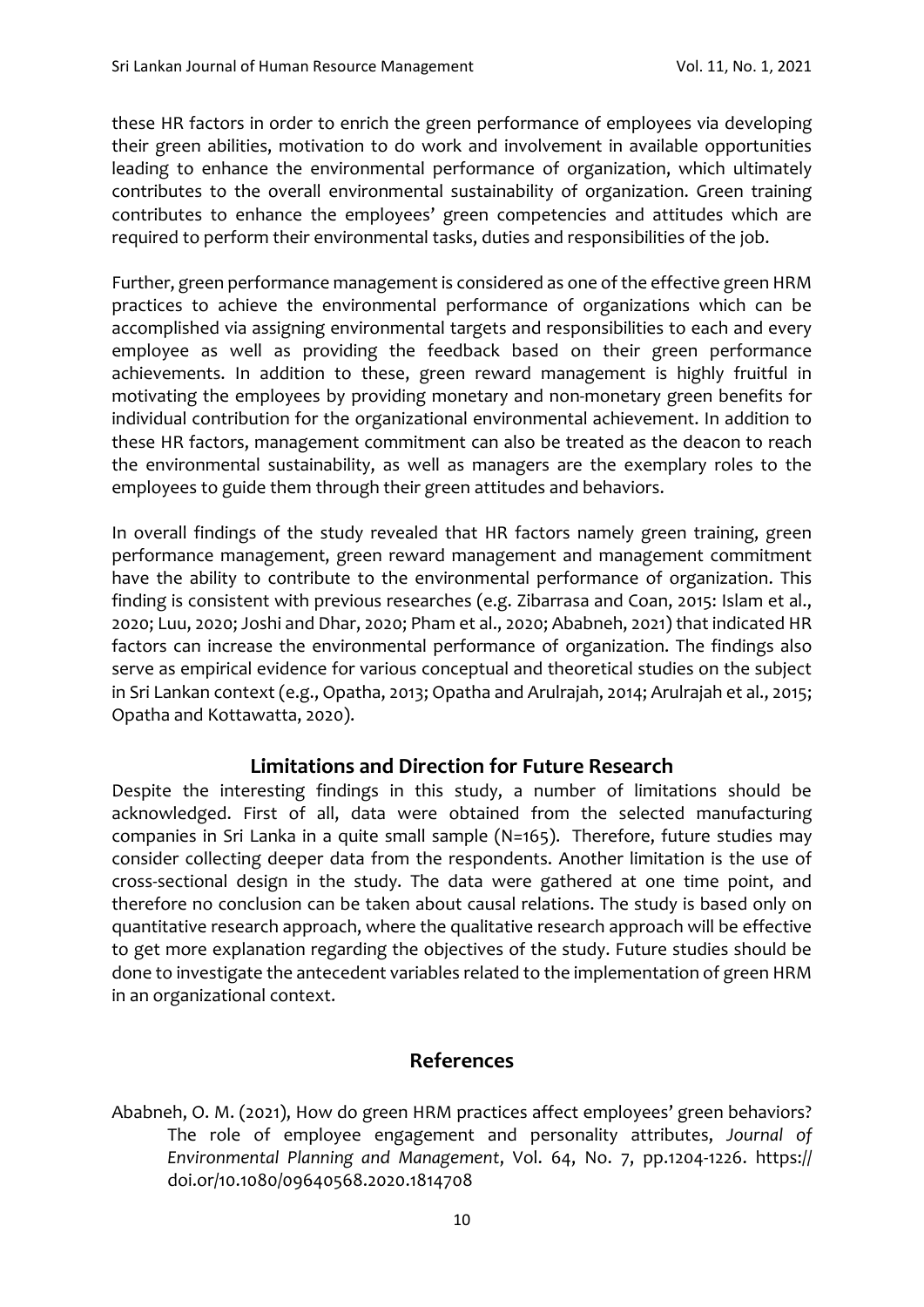these HR factors in order to enrich the green performance of employees via developing their green abilities, motivation to do work and involvement in available opportunities leading to enhance the environmental performance of organization, which ultimately contributes to the overall environmental sustainability of organization. Green training contributes to enhance the employees' green competencies and attitudes which are required to perform their environmental tasks, duties and responsibilities of the job.

Further, green performance management is considered as one of the effective green HRM practices to achieve the environmental performance of organizations which can be accomplished via assigning environmental targets and responsibilities to each and every employee as well as providing the feedback based on their green performance achievements. In addition to these, green reward management is highly fruitful in motivating the employees by providing monetary and non-monetary green benefits for individual contribution for the organizational environmental achievement. In addition to these HR factors, management commitment can also be treated as the deacon to reach the environmental sustainability, as well as managers are the exemplary roles to the employees to guide them through their green attitudes and behaviors.

In overall findings of the study revealed that HR factors namely green training, green performance management, green reward management and management commitment have the ability to contribute to the environmental performance of organization. This finding is consistent with previous researches (e.g. Zibarrasa and Coan, 2015: Islam et al., 2020; Luu, 2020; Joshi and Dhar, 2020; Pham et al., 2020; Ababneh, 2021) that indicated HR factors can increase the environmental performance of organization. The findings also serve as empirical evidence for various conceptual and theoretical studies on the subject in Sri Lankan context (e.g., Opatha, 2013; Opatha and Arulrajah, 2014; Arulrajah et al., 2015; Opatha and Kottawatta, 2020).

## Limitations and Direction for Future Research

Despite the interesting findings in this study, a number of limitations should be acknowledged. First of all, data were obtained from the selected manufacturing companies in Sri Lanka in a quite small sample (N=165). Therefore, future studies may consider collecting deeper data from the respondents. Another limitation is the use of cross-sectional design in the study. The data were gathered at one time point, and therefore no conclusion can be taken about causal relations. The study is based only on quantitative research approach, where the qualitative research approach will be effective to get more explanation regarding the objectives of the study. Future studies should be done to investigate the antecedent variables related to the implementation of green HRM in an organizational context.

## References

Ababneh, O. M. (2021), How do green HRM practices affect employees' green behaviors? The role of employee engagement and personality attributes, *Journal of Environmental Planning and Management*, Vol. 64, No. 7, pp.1204-1226. https://doi.or/10.1080/09640568.2020.1814708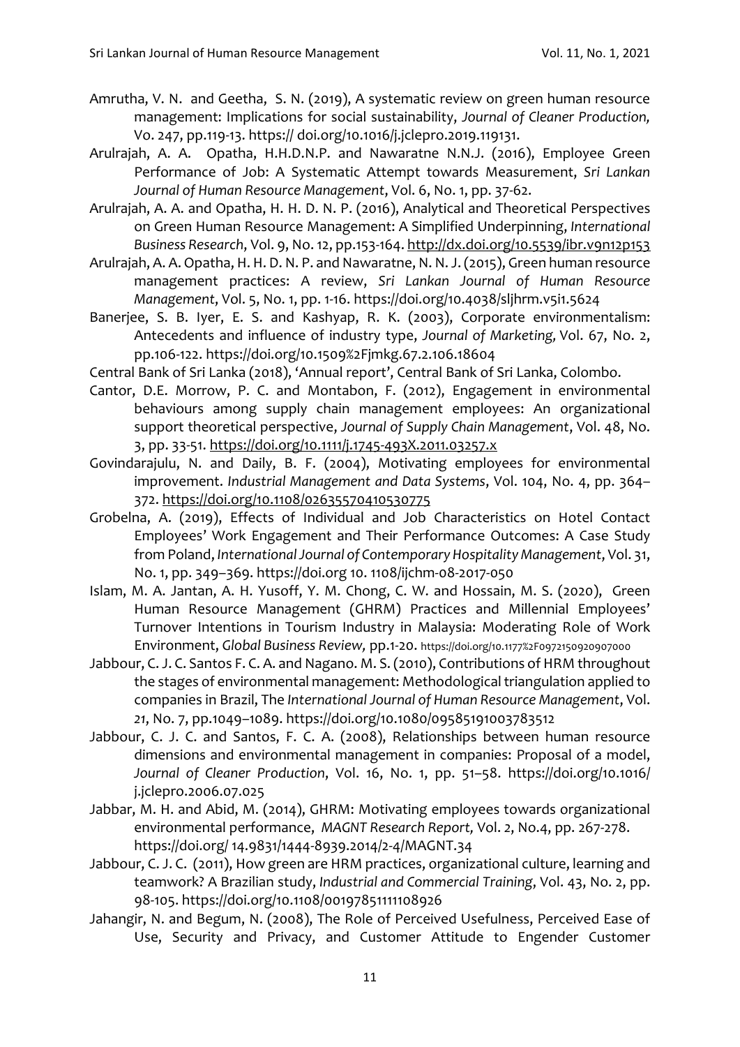Amrutha, V. N. and Geetha, S. N. (2019), A systematic review on green human resource management: Implications for social sustainability, *Journal of Cleaner Production,* Vo. 247, pp.119-13. https:// doi.org/10.1016/j.jclepro.2019.119131.

Arulrajah, A. A. Opatha, H.H.D.N.P. and Nawaratne N.N.J. (2016), Employee Green Performance of Job: A Systematic Attempt towards Measurement, *Sri Lankan Journal of Human Resource Management*, Vol. 6, No. 1, pp. 37-62.

Arulrajah, A. A. and Opatha, H. H. D. N. P. (2016), Analytical and Theoretical Perspectives on Green Human Resource Management: A Simplified Underpinning, *International Business Research*, Vol. 9, No. 12, pp.153-164. http://dx.doi.org/10.5539/ibr.v9n12p153

Arulrajah, A. A. Opatha, H. H. D. N. P. and Nawaratne, N. N. J. (2015), Green human resource management practices: A review, *Sri Lankan Journal of Human Resource Management*, Vol. 5, No. 1, pp. 1-16. https://doi.org/10.4038/sljhrm.v5i1.5624

Banerjee, S. B. Iyer, E. S. and Kashyap, R. K. (2003), Corporate environmentalism: Antecedents and influence of industry type, *Journal of Marketing,* Vol. 67, No. 2, pp.106-122. https://doi.org/10.1509%2Fjmkg.67.2.106.18604

Central Bank of Sri Lanka (2018), 'Annual report', Central Bank of Sri Lanka, Colombo.

Cantor, D.E. Morrow, P. C. and Montabon, F. (2012), Engagement in environmental behaviours among supply chain management employees: An organizational support theoretical perspective, *Journal of Supply Chain Management*, Vol. 48, No. 3, pp. 33-51. https://doi.org/10.1111/j.1745-493X.2011.03257.x

Govindarajulu, N. and Daily, B. F. (2004), Motivating employees for environmental improvement. *Industrial Management and Data Systems*, Vol. 104, No. 4, pp. 364–372. https://doi.org/10.1108/02635570410530775

Grobelna, A. (2019), Effects of Individual and Job Characteristics on Hotel Contact Employees' Work Engagement and Their Performance Outcomes: A Case Study from Poland, *International Journal of Contemporary Hospitality Management*, Vol. 31, No. 1, pp. 349–369. https://doi.org 10. 1108/ijchm-08-2017-050

Islam, M. A. Jantan, A. H. Yusoff, Y. M. Chong, C. W. and Hossain, M. S. (2020), Green Human Resource Management (GHRM) Practices and Millennial Employees' Turnover Intentions in Tourism Industry in Malaysia: Moderating Role of Work Environment, *Global Business Review,* pp.1-20. https://doi.org/10.1177%2F0972150920907000

Jabbour, C. J. C. Santos F. C. A. and Nagano. M. S. (2010), Contributions of HRM throughout the stages of environmental management: Methodological triangulation applied to companies in Brazil, The *International Journal of Human Resource Management*, Vol. *21*, No. 7, pp.1049–1089. https://doi.org/10.1080/09585191003783512

Jabbour, C. J. C. and Santos, F. C. A. (2008), Relationships between human resource dimensions and environmental management in companies: Proposal of a model, *Journal of Cleaner Production*, Vol. 16, No. 1, pp. 51–58. https://doi.org/10.1016/j.jclepro.2006.07.025

Jabbar, M. H. and Abid, M. (2014), GHRM: Motivating employees towards organizational environmental performance, *MAGNT Research Report,* Vol. 2, No.4, pp. 267-278. https://doi.org/ 14.9831/1444-8939.2014/2-4/MAGNT.34

Jabbour, C. J. C. (2011), How green are HRM practices, organizational culture, learning and teamwork? A Brazilian study, *Industrial and Commercial Training*, Vol. 43, No. 2, pp. 98-105. https://doi.org/10.1108/00197851111108926

Jahangir, N. and Begum, N. (2008), The Role of Perceived Usefulness, Perceived Ease of Use, Security and Privacy, and Customer Attitude to Engender Customer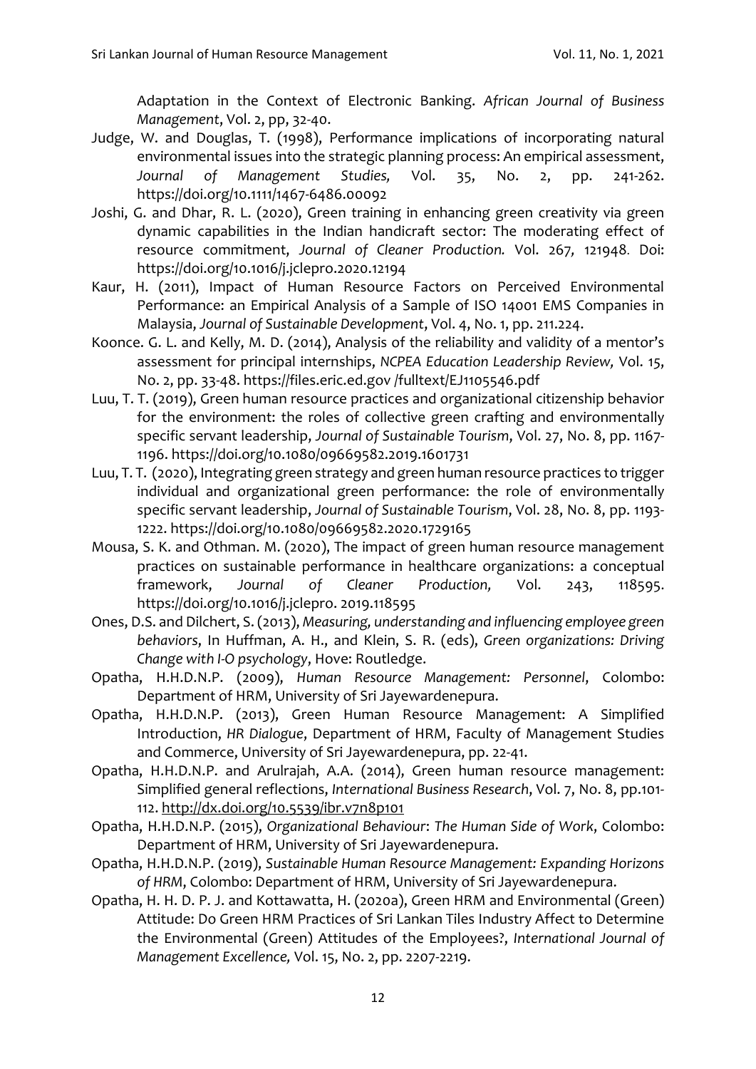Adaptation in the Context of Electronic Banking. *African Journal of Business Management*, Vol. 2, pp, 32-40.

Judge, W. and Douglas, T. (1998), Performance implications of incorporating natural environmental issues into the strategic planning process: An empirical assessment, *Journal of Management Studies,* Vol. 35, No. 2, pp. 241-262. https://doi.org/10.1111/1467-6486.00092

Joshi, G. and Dhar, R. L. (2020), Green training in enhancing green creativity via green dynamic capabilities in the Indian handicraft sector: The moderating effect of resource commitment, *Journal of Cleaner Production.* Vol. 267, 121948. Doi: https://doi.org/10.1016/j.jclepro.2020.12194

Kaur, H. (2011), Impact of Human Resource Factors on Perceived Environmental Performance: an Empirical Analysis of a Sample of ISO 14001 EMS Companies in Malaysia, *Journal of Sustainable Development*, Vol. 4, No. 1, pp. 211.224.

Koonce. G. L. and Kelly, M. D. (2014), Analysis of the reliability and validity of a mentor's assessment for principal internships, *NCPEA Education Leadership Review,* Vol. 15, No. 2, pp. 33-48. https://files.eric.ed.gov /fulltext/EJ1105546.pdf

Luu, T. T. (2019), Green human resource practices and organizational citizenship behavior for the environment: the roles of collective green crafting and environmentally specific servant leadership, *Journal of Sustainable Tourism*, Vol. 27, No. 8, pp. 1167-1196. https://doi.org/10.1080/09669582.2019.1601731

Luu, T. T. (2020), Integrating green strategy and green human resource practices to trigger individual and organizational green performance: the role of environmentally specific servant leadership, *Journal of Sustainable Tourism*, Vol. 28, No. 8, pp. 1193-1222. https://doi.org/10.1080/09669582.2020.1729165

Mousa, S. K. and Othman. M. (2020), The impact of green human resource management practices on sustainable performance in healthcare organizations: a conceptual framework, *Journal of Cleaner Production,* Vol. 243, 118595. https://doi.org/10.1016/j.jclepro. 2019.118595

Ones, D.S. and Dilchert, S. (2013), *Measuring, understanding and influencing employee green behaviors*, In Huffman, A. H., and Klein, S. R. (eds), *Green organizations: Driving Change with I-O psychology*, Hove: Routledge.

Opatha, H.H.D.N.P. (2009), *Human Resource Management: Personnel*, Colombo: Department of HRM, University of Sri Jayewardenepura.

Opatha, H.H.D.N.P. (2013), Green Human Resource Management: A Simplified Introduction, *HR Dialogue*, Department of HRM, Faculty of Management Studies and Commerce, University of Sri Jayewardenepura, pp. 22-41.

Opatha, H.H.D.N.P. and Arulrajah, A.A. (2014), Green human resource management: Simplified general reflections, *International Business Research*, Vol. 7, No. 8, pp.101-112. http://dx.doi.org/10.5539/ibr.v7n8p101

Opatha, H.H.D.N.P. (2015), *Organizational Behaviour*: *The Human Side of Work*, Colombo: Department of HRM, University of Sri Jayewardenepura.

Opatha, H.H.D.N.P. (2019), *Sustainable Human Resource Management: Expanding Horizons of HRM*, Colombo: Department of HRM, University of Sri Jayewardenepura.

Opatha, H. H. D. P. J. and Kottawatta, H. (2020a), Green HRM and Environmental (Green) Attitude: Do Green HRM Practices of Sri Lankan Tiles Industry Affect to Determine the Environmental (Green) Attitudes of the Employees?, *International Journal of Management Excellence,* Vol. 15, No. 2, pp. 2207-2219.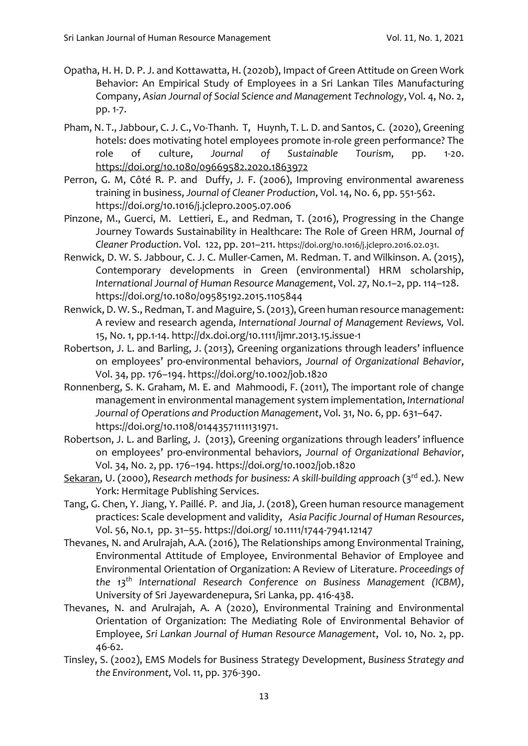Opatha, H. H. D. P. J. and Kottawatta, H. (2020b), Impact of Green Attitude on Green Work Behavior: An Empirical Study of Employees in a Sri Lankan Tiles Manufacturing Company, *Asian Journal of Social Science and Management Technology*, Vol. 4, No. 2, pp. 1-7.

Pham, N. T., Jabbour, C. J. C., Vo-Thanh. T, Huynh, T. L. D. and Santos, C. (2020), Greening hotels: does motivating hotel employees promote in-role green performance? The role of culture, *Journal of Sustainable Tourism*, pp. 1-20. https://doi.org/10.1080/09669582.2020.1863972

Perron, G. M, Côté R. P. and Duffy, J. F. (2006), Improving environmental awareness training in business, *Journal of Cleaner Production*, Vol. 14, No. 6, pp. 551-562. https://doi.org/10.1016/j.jclepro.2005.07.006

Pinzone, M., Guerci, M. Lettieri, E., and Redman, T. (2016), Progressing in the Change Journey Towards Sustainability in Healthcare: The Role of Green HRM, Journal *of Cleaner Production*. Vol. 122, pp. 201–211. https://doi.org/10.1016/j.jclepro.2016.02.031.

Renwick, D. W. S. Jabbour, C. J. C. Muller-Camen, M. Redman. T. and Wilkinson. A. (2015), Contemporary developments in Green (environmental) HRM scholarship, *International Journal of Human Resource Management*, Vol. 27, No.1–2, pp. 114–128. https://doi.org/10.1080/09585192.2015.1105844

Renwick, D. W. S., Redman, T. and Maguire, S. (2013), Green human resource management: A review and research agenda, *International Journal of Management Reviews,* Vol. 15, No. 1, pp.1-14. http://dx.doi.org/10.1111/ijmr.2013.15.issue-1

Robertson, J. L. and Barling, J. (2013), Greening organizations through leaders' influence on employees' pro-environmental behaviors, *Journal of Organizational Behavior*, Vol. 34, pp. 176–194. https://doi.org/10.1002/job.1820

Ronnenberg, S. K. Graham, M. E. and Mahmoodi, F. (2011), The important role of change management in environmental management system implementation, *International Journal of Operations and Production Management*, Vol. 31, No. 6, pp. 631–647. https://doi.org/10.1108/01443571111131971.

Robertson, J. L. and Barling, J. (2013), Greening organizations through leaders' influence on employees' pro-environmental behaviors, *Journal of Organizational Behavior*, Vol. 34, No. 2, pp. 176–194. https://doi.org/10.1002/job.1820

Sekaran, U. (2000), *Research methods for business: A skill-building approach* (3rd ed.). New York: Hermitage Publishing Services.

Tang, G. Chen, Y. Jiang, Y. Paillé. P. and Jia, J. (2018), Green human resource management practices: Scale development and validity, *Asia Pacific Journal of Human Resources*, Vol. 56, No.1, pp. 31–55. https://doi.org/ 10.1111/1744-7941.12147

Thevanes, N. and Arulrajah, A.A. (2016), The Relationships among Environmental Training, Environmental Attitude of Employee, Environmental Behavior of Employee and Environmental Orientation of Organization: A Review of Literature. *Proceedings of the 13th International Research Conference on Business Management (ICBM)*, University of Sri Jayewardenepura, Sri Lanka, pp. 416-438.

Thevanes, N. and Arulrajah, A. A (2020), Environmental Training and Environmental Orientation of Organization: The Mediating Role of Environmental Behavior of Employee, *Sri Lankan Journal of Human Resource Management*, Vol. 10, No. 2, pp. 46-62.

Tinsley, S. (2002), EMS Models for Business Strategy Development, *Business Strategy and the Environment,* Vol. 11, pp. 376-390.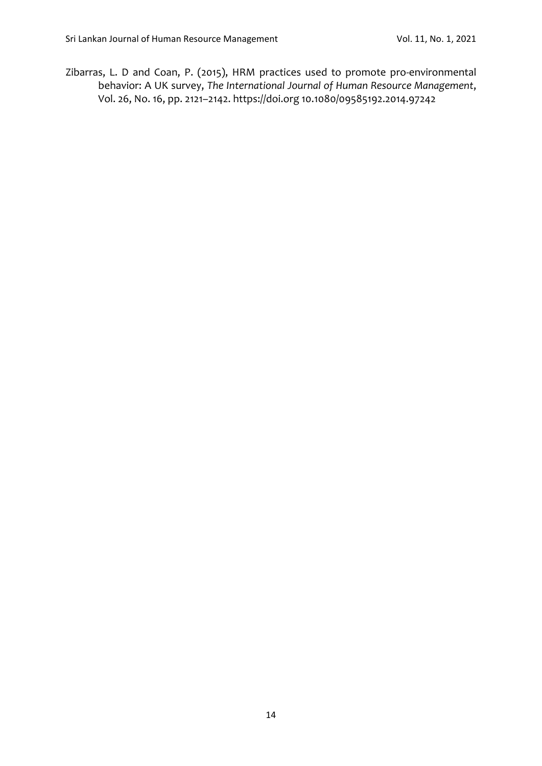Zibarras, L. D and Coan, P. (2015), HRM practices used to promote pro-environmental behavior: A UK survey, *The International Journal of Human Resource Management*, Vol. 26, No. 16, pp. 2121–2142. https://doi.org 10.1080/09585192.2014.97242